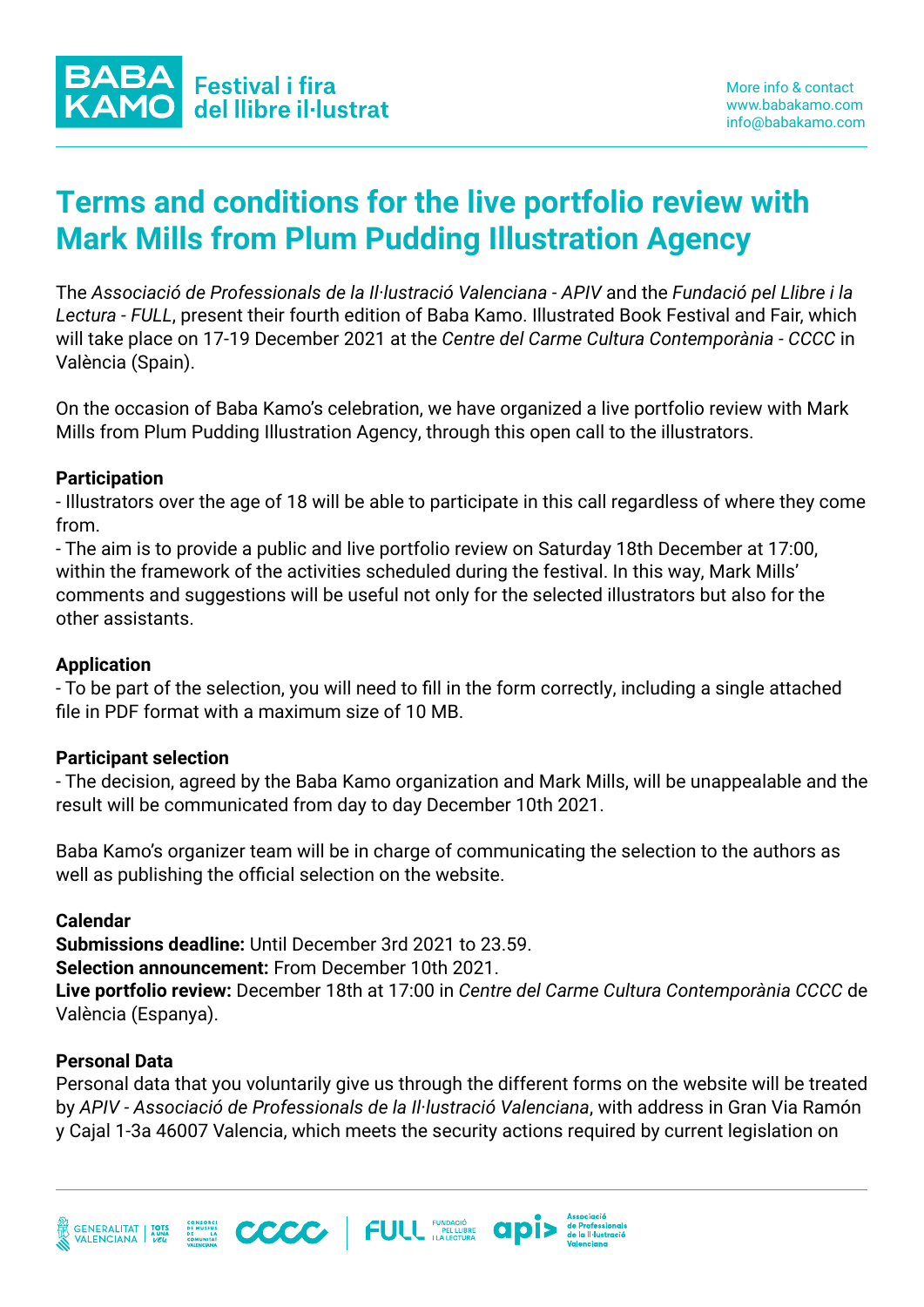BABA KAMO Festival i fira del llibre il·lustrat

More info & contact
www.babakamo.com
info@babakamo.com

# Terms and conditions for the live portfolio review with Mark Mills from Plum Pudding Illustration Agency

The *Associació de Professionals de la Il·lustració Valenciana - APIV* and the *Fundació pel Llibre i la Lectura - FULL*, present their fourth edition of Baba Kamo. Illustrated Book Festival and Fair, which will take place on 17-19 December 2021 at the *Centre del Carme Cultura Contemporània - CCCC* in València (Spain).

On the occasion of Baba Kamo's celebration, we have organized a live portfolio review with Mark Mills from Plum Pudding Illustration Agency, through this open call to the illustrators.

**Participation**

- Illustrators over the age of 18 will be able to participate in this call regardless of where they come from.
- The aim is to provide a public and live portfolio review on Saturday 18th December at 17:00, within the framework of the activities scheduled during the festival. In this way, Mark Mills' comments and suggestions will be useful not only for the selected illustrators but also for the other assistants.

**Application**

- To be part of the selection, you will need to fill in the form correctly, including a single attached file in PDF format with a maximum size of 10 MB.

**Participant selection**

- The decision, agreed by the Baba Kamo organization and Mark Mills, will be unappealable and the result will be communicated from day to day December 10th 2021.

Baba Kamo's organizer team will be in charge of communicating the selection to the authors as well as publishing the official selection on the website.

**Calendar**

**Submissions deadline:** Until December 3rd 2021 to 23.59.
**Selection announcement:** From December 10th 2021.
**Live portfolio review:** December 18th at 17:00 in *Centre del Carme Cultura Contemporània CCCC* de València (Espanya).

**Personal Data**

Personal data that you voluntarily give us through the different forms on the website will be treated by *APIV - Associació de Professionals de la Il·lustració Valenciana*, with address in Gran Via Ramón y Cajal 1-3a 46007 Valencia, which meets the security actions required by current legislation on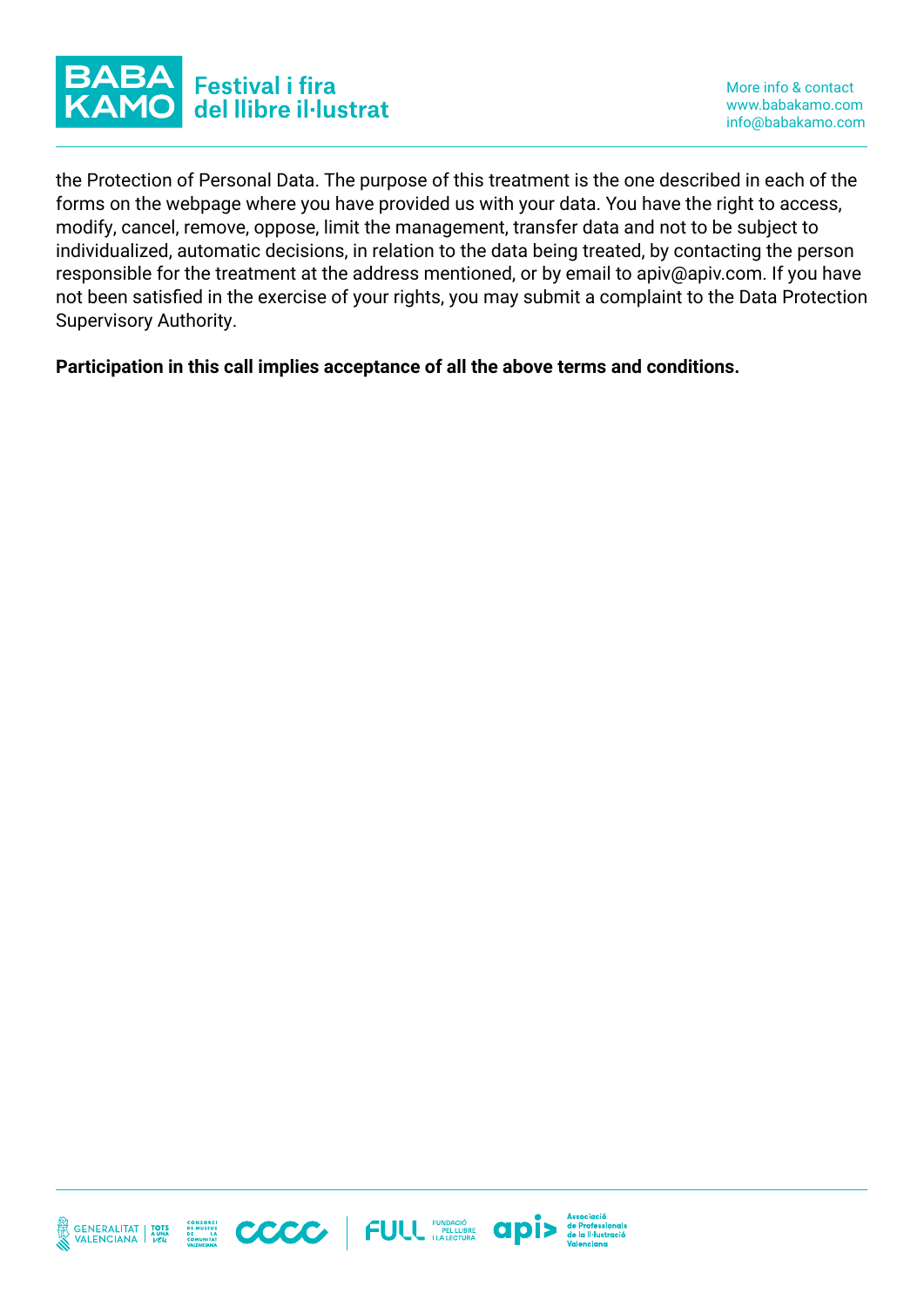the Protection of Personal Data. The purpose of this treatment is the one described in each of the forms on the webpage where you have provided us with your data. You have the right to access, modify, cancel, remove, oppose, limit the management, transfer data and not to be subject to individualized, automatic decisions, in relation to the data being treated, by contacting the person responsible for the treatment at the address mentioned, or by email to apiv@apiv.com. If you have not been satisfied in the exercise of your rights, you may submit a complaint to the Data Protection Supervisory Authority.

**Participation in this call implies acceptance of all the above terms and conditions.**